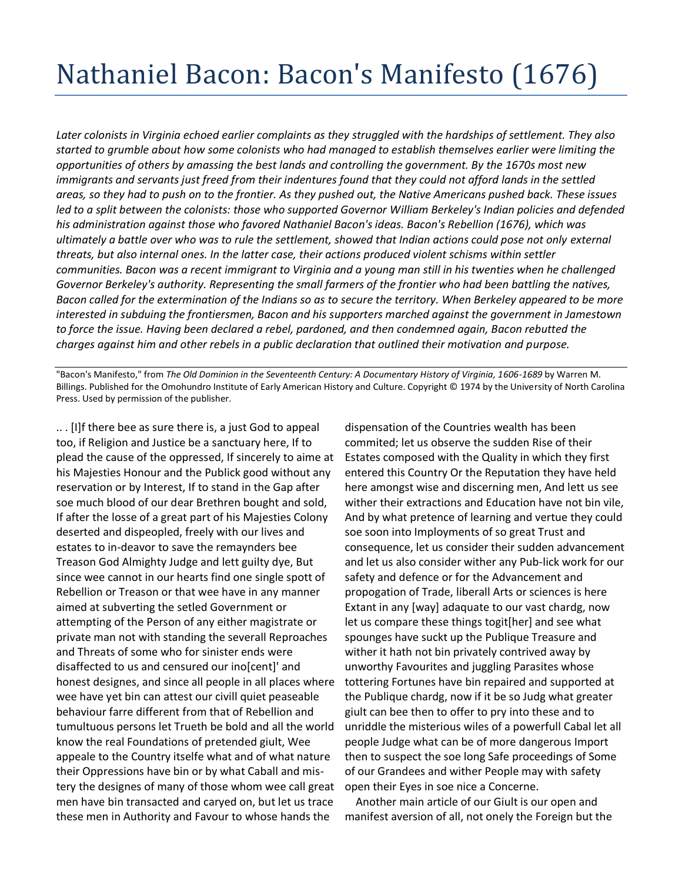# Nathaniel Bacon: Bacon's Manifesto (1676)

*Later colonists in Virginia echoed earlier complaints as they struggled with the hardships of settlement. They also started to grumble about how some colonists who had managed to establish themselves earlier were limiting the opportunities of others by amassing the best lands and controlling the government. By the 1670s most new immigrants and servants just freed from their indentures found that they could not afford lands in the settled areas, so they had to push on to the frontier. As they pushed out, the Native Americans pushed back. These issues led to a split between the colonists: those who supported Governor William Berkeley's Indian policies and defended his administration against those who favored Nathaniel Bacon's ideas. Bacon's Rebellion (1676), which was ultimately a battle over who was to rule the settlement, showed that Indian actions could pose not only external threats, but also internal ones. In the latter case, their actions produced violent schisms within settler communities. Bacon was a recent immigrant to Virginia and a young man still in his twenties when he challenged Governor Berkeley's authority. Representing the small farmers of the frontier who had been battling the natives, Bacon called for the extermination of the Indians so as to secure the territory. When Berkeley appeared to be more interested in subduing the frontiersmen, Bacon and his supporters marched against the government in Jamestown to force the issue. Having been declared a rebel, pardoned, and then condemned again, Bacon rebutted the charges against him and other rebels in a public declaration that outlined their motivation and purpose.*

---

"Bacon's Manifesto," from *The Old Dominion in the Seventeenth Century: A Documentary History of Virginia, 1606-1689* by Warren M. Billings. Published for the Omohundro Institute of Early American History and Culture. Copyright © 1974 by the University of North Carolina Press. Used by permission of the publisher.

.. . [I]f there bee as sure there is, a just God to appeal too, if Religion and Justice be a sanctuary here, If to plead the cause of the oppressed, If sincerely to aime at his Majesties Honour and the Publick good without any reservation or by Interest, If to stand in the Gap after soe much blood of our dear Brethren bought and sold, If after the losse of a great part of his Majesties Colony deserted and dispeopled, freely with our lives and estates to in-deavor to save the remaynders bee Treason God Almighty Judge and lett guilty dye, But since wee cannot in our hearts find one single spott of Rebellion or Treason or that wee have in any manner aimed at subverting the setled Government or attempting of the Person of any either magistrate or private man not with standing the severall Reproaches and Threats of some who for sinister ends were disaffected to us and censured our ino[cent]' and honest designes, and since all people in all places where wee have yet bin can attest our civill quiet peaseable behaviour farre different from that of Rebellion and tumultuous persons let Trueth be bold and all the world know the real Foundations of pretended giult, Wee appeale to the Country itselfe what and of what nature their Oppressions have bin or by what Caball and mis-tery the designes of many of those whom wee call great men have bin transacted and caryed on, but let us trace these men in Authority and Favour to whose hands the dispensation of the Countries wealth has been commited; let us observe the sudden Rise of their Estates composed with the Quality in which they first entered this Country Or the Reputation they have held here amongst wise and discerning men, And lett us see wither their extractions and Education have not bin vile, And by what pretence of learning and vertue they could soe soon into Imployments of so great Trust and consequence, let us consider their sudden advancement and let us also consider wither any Pub-lick work for our safety and defence or for the Advancement and propogation of Trade, liberall Arts or sciences is here Extant in any [way] adaquate to our vast chardg, now let us compare these things togit[her] and see what spounges have suckt up the Publique Treasure and wither it hath not bin privately contrived away by unworthy Favourites and juggling Parasites whose tottering Fortunes have bin repaired and supported at the Publique chardg, now if it be so Judg what greater giult can bee then to offer to pry into these and to unriddle the misterious wiles of a powerfull Cabal let all people Judge what can be of more dangerous Import then to suspect the soe long Safe proceedings of Some of our Grandees and wither People may with safety open their Eyes in soe nice a Concerne.

Another main article of our Giult is our open and manifest aversion of all, not onely the Foreign but the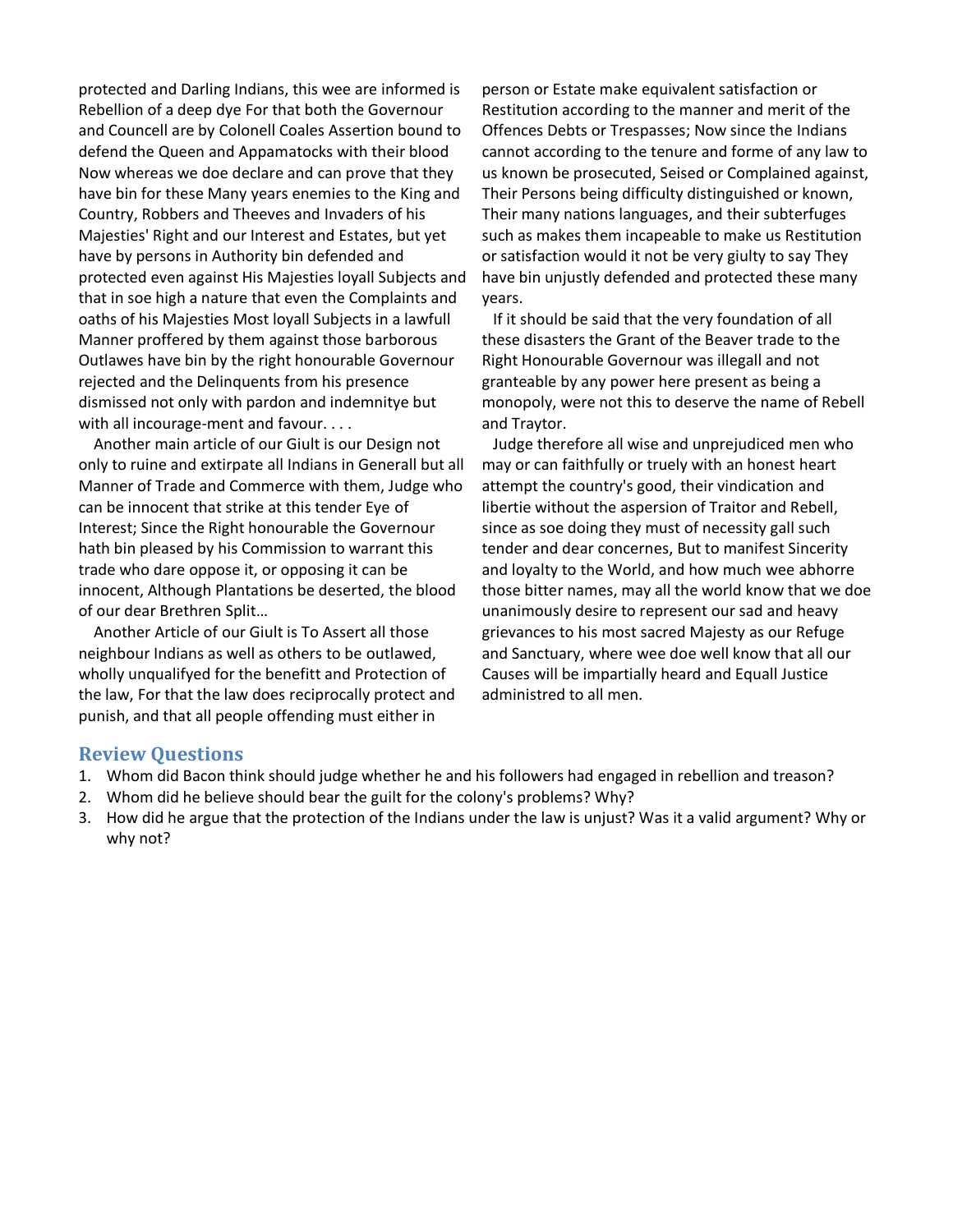protected and Darling Indians, this wee are informed is Rebellion of a deep dye For that both the Governour and Councell are by Colonell Coales Assertion bound to defend the Queen and Appamatocks with their blood Now whereas we doe declare and can prove that they have bin for these Many years enemies to the King and Country, Robbers and Theeves and Invaders of his Majesties' Right and our Interest and Estates, but yet have by persons in Authority bin defended and protected even against His Majesties loyall Subjects and that in soe high a nature that even the Complaints and oaths of his Majesties Most loyall Subjects in a lawfull Manner proffered by them against those barborous Outlawes have bin by the right honourable Governour rejected and the Delinquents from his presence dismissed not only with pardon and indemnitye but with all incourage-ment and favour. . . .

Another main article of our Giult is our Design not only to ruine and extirpate all Indians in Generall but all Manner of Trade and Commerce with them, Judge who can be innocent that strike at this tender Eye of Interest; Since the Right honourable the Governour hath bin pleased by his Commission to warrant this trade who dare oppose it, or opposing it can be innocent, Although Plantations be deserted, the blood of our dear Brethren Split…

Another Article of our Giult is To Assert all those neighbour Indians as well as others to be outlawed, wholly unqualifyed for the benefitt and Protection of the law, For that the law does reciprocally protect and punish, and that all people offending must either in person or Estate make equivalent satisfaction or Restitution according to the manner and merit of the Offences Debts or Trespasses; Now since the Indians cannot according to the tenure and forme of any law to us known be prosecuted, Seised or Complained against, Their Persons being difficulty distinguished or known, Their many nations languages, and their subterfuges such as makes them incapeable to make us Restitution or satisfaction would it not be very giulty to say They have bin unjustly defended and protected these many years.

If it should be said that the very foundation of all these disasters the Grant of the Beaver trade to the Right Honourable Governour was illegall and not granteable by any power here present as being a monopoly, were not this to deserve the name of Rebell and Traytor.

Judge therefore all wise and unprejudiced men who may or can faithfully or truely with an honest heart attempt the country's good, their vindication and libertie without the aspersion of Traitor and Rebell, since as soe doing they must of necessity gall such tender and dear concernes, But to manifest Sincerity and loyalty to the World, and how much wee abhorre those bitter names, may all the world know that we doe unanimously desire to represent our sad and heavy grievances to his most sacred Majesty as our Refuge and Sanctuary, where wee doe well know that all our Causes will be impartially heard and Equall Justice administred to all men.

## Review Questions

1. Whom did Bacon think should judge whether he and his followers had engaged in rebellion and treason?
2. Whom did he believe should bear the guilt for the colony's problems? Why?
3. How did he argue that the protection of the Indians under the law is unjust? Was it a valid argument? Why or why not?